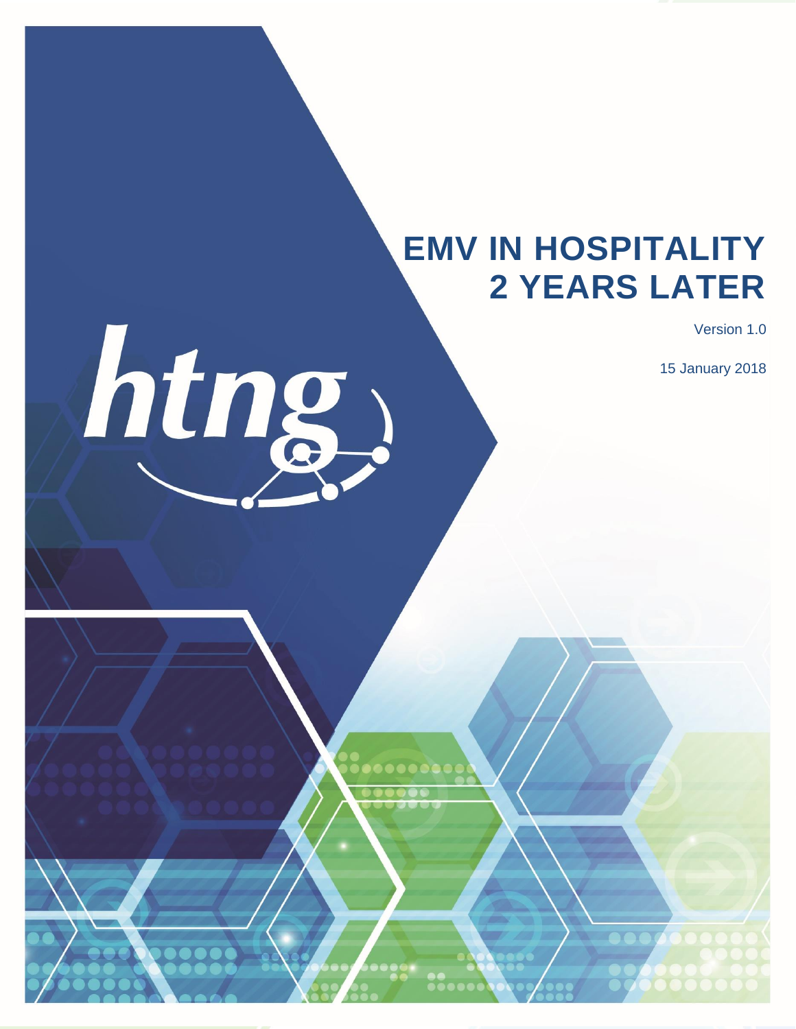# EMV IN HOSPITALITY 2 YEARS LATER

Version 1.0

15 January 2018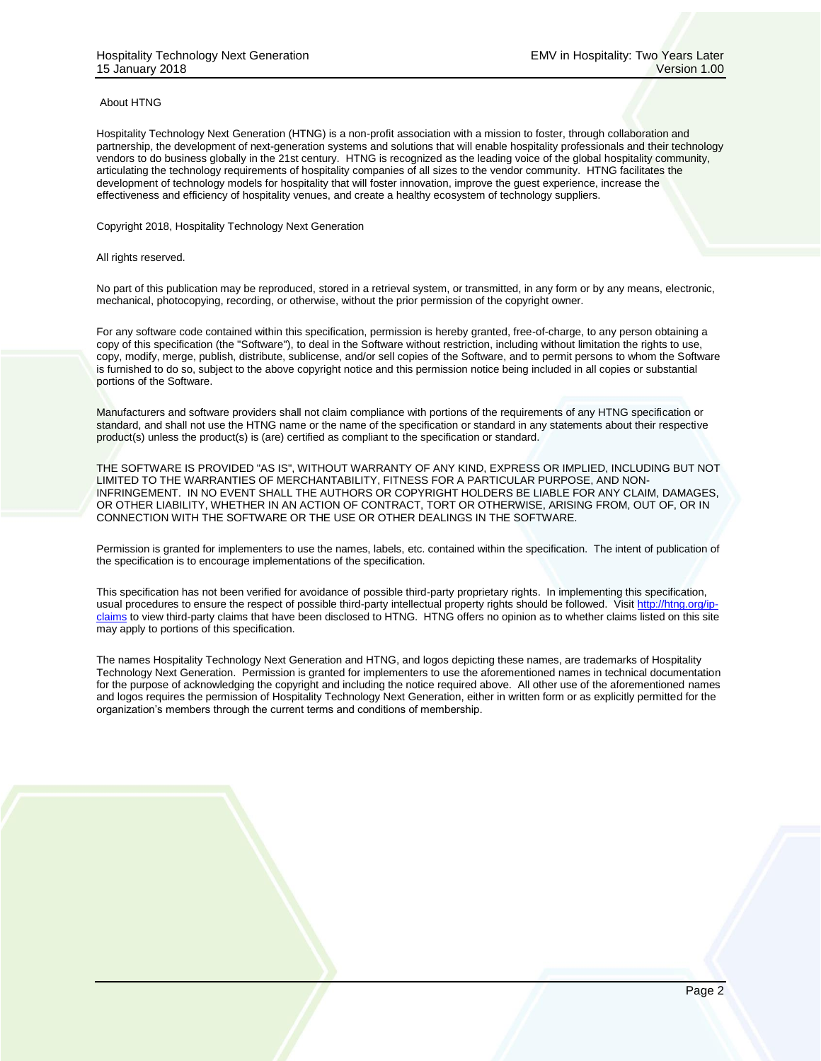About HTNG

Hospitality Technology Next Generation (HTNG) is a non-profit association with a mission to foster, through collaboration and partnership, the development of next-generation systems and solutions that will enable hospitality professionals and their technology vendors to do business globally in the 21st century. HTNG is recognized as the leading voice of the global hospitality community, articulating the technology requirements of hospitality companies of all sizes to the vendor community. HTNG facilitates the development of technology models for hospitality that will foster innovation, improve the guest experience, increase the effectiveness and efficiency of hospitality venues, and create a healthy ecosystem of technology suppliers.

Copyright 2018, Hospitality Technology Next Generation

All rights reserved.

No part of this publication may be reproduced, stored in a retrieval system, or transmitted, in any form or by any means, electronic, mechanical, photocopying, recording, or otherwise, without the prior permission of the copyright owner.

For any software code contained within this specification, permission is hereby granted, free-of-charge, to any person obtaining a copy of this specification (the "Software"), to deal in the Software without restriction, including without limitation the rights to use, copy, modify, merge, publish, distribute, sublicense, and/or sell copies of the Software, and to permit persons to whom the Software is furnished to do so, subject to the above copyright notice and this permission notice being included in all copies or substantial portions of the Software.

Manufacturers and software providers shall not claim compliance with portions of the requirements of any HTNG specification or standard, and shall not use the HTNG name or the name of the specification or standard in any statements about their respective product(s) unless the product(s) is (are) certified as compliant to the specification or standard.

THE SOFTWARE IS PROVIDED "AS IS", WITHOUT WARRANTY OF ANY KIND, EXPRESS OR IMPLIED, INCLUDING BUT NOT LIMITED TO THE WARRANTIES OF MERCHANTABILITY, FITNESS FOR A PARTICULAR PURPOSE, AND NON-INFRINGEMENT. IN NO EVENT SHALL THE AUTHORS OR COPYRIGHT HOLDERS BE LIABLE FOR ANY CLAIM, DAMAGES, OR OTHER LIABILITY, WHETHER IN AN ACTION OF CONTRACT, TORT OR OTHERWISE, ARISING FROM, OUT OF, OR IN CONNECTION WITH THE SOFTWARE OR THE USE OR OTHER DEALINGS IN THE SOFTWARE.

Permission is granted for implementers to use the names, labels, etc. contained within the specification. The intent of publication of the specification is to encourage implementations of the specification.

This specification has not been verified for avoidance of possible third-party proprietary rights. In implementing this specification, usual procedures to ensure the respect of possible third-party intellectual property rights should be followed. Visit [http://htng.org/ip-claims](http://htng.org/ip-claims) to view third-party claims that have been disclosed to HTNG. HTNG offers no opinion as to whether claims listed on this site may apply to portions of this specification.

The names Hospitality Technology Next Generation and HTNG, and logos depicting these names, are trademarks of Hospitality Technology Next Generation. Permission is granted for implementers to use the aforementioned names in technical documentation for the purpose of acknowledging the copyright and including the notice required above. All other use of the aforementioned names and logos requires the permission of Hospitality Technology Next Generation, either in written form or as explicitly permitted for the organization's members through the current terms and conditions of membership.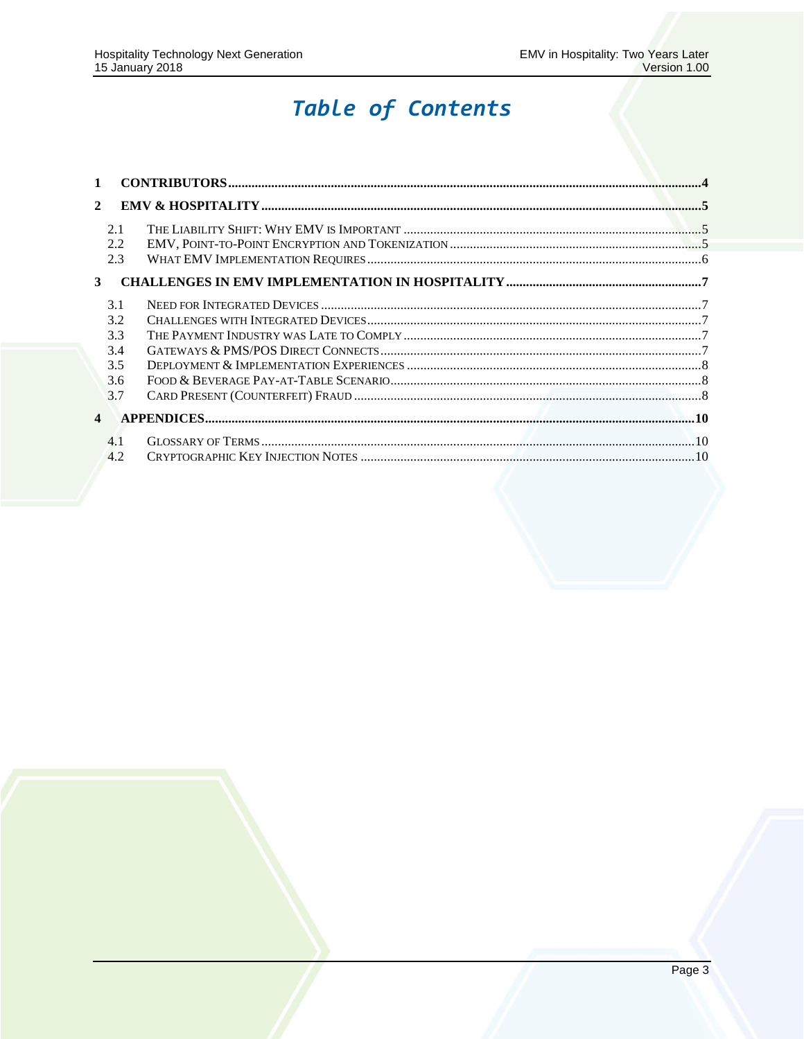# Table of Contents

| | | |
|---|---|---|
| **1** | **CONTRIBUTORS** | **4** |
| **2** | **EMV & HOSPITALITY** | **5** |
| 2.1 | The Liability Shift: Why EMV is Important | 5 |
| 2.2 | EMV, Point-to-Point Encryption and Tokenization | 5 |
| 2.3 | What EMV Implementation Requires | 6 |
| **3** | **CHALLENGES IN EMV IMPLEMENTATION IN HOSPITALITY** | **7** |
| 3.1 | Need for Integrated Devices | 7 |
| 3.2 | Challenges with Integrated Devices | 7 |
| 3.3 | The Payment Industry was Late to Comply | 7 |
| 3.4 | Gateways & PMS/POS Direct Connects | 7 |
| 3.5 | Deployment & Implementation Experiences | 8 |
| 3.6 | Food & Beverage Pay-at-Table Scenario | 8 |
| 3.7 | Card Present (Counterfeit) Fraud | 8 |
| **4** | **APPENDICES** | **10** |
| 4.1 | Glossary of Terms | 10 |
| 4.2 | Cryptographic Key Injection Notes | 10 |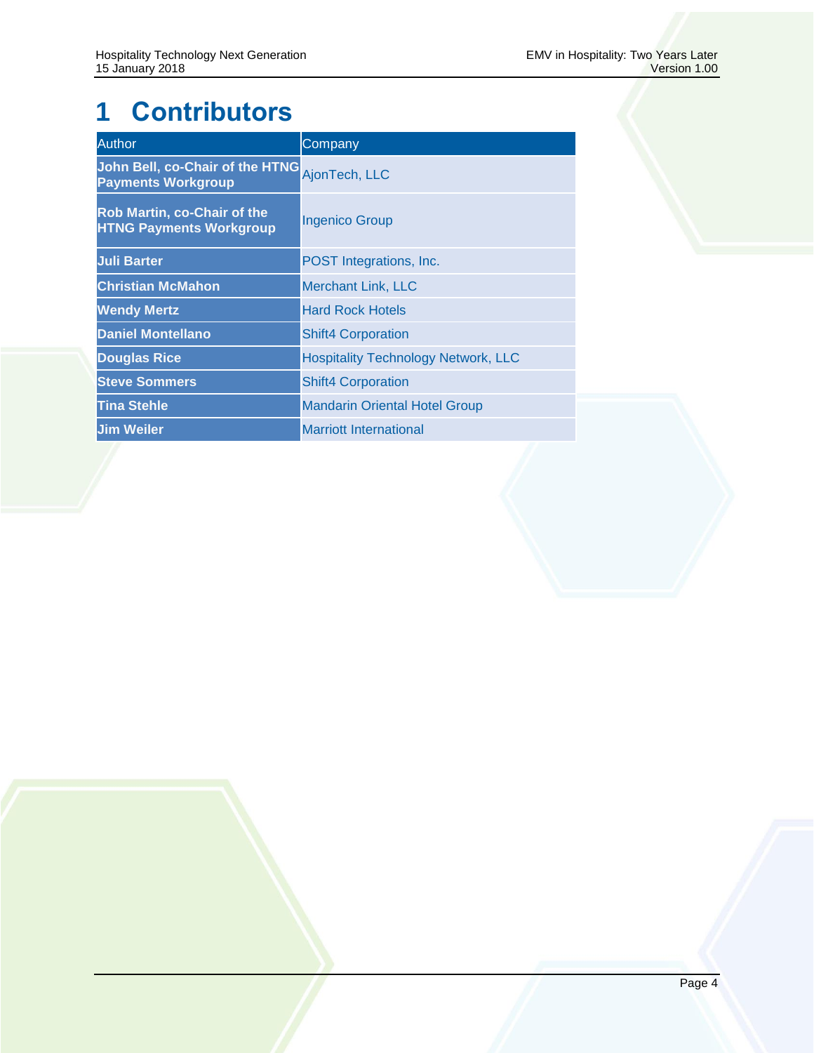# 1 Contributors

| Author | Company |
|---|---|
| **John Bell, co-Chair of the HTNG Payments Workgroup** | AjonTech, LLC |
| **Rob Martin, co-Chair of the HTNG Payments Workgroup** | Ingenico Group |
| **Juli Barter** | POST Integrations, Inc. |
| **Christian McMahon** | Merchant Link, LLC |
| **Wendy Mertz** | Hard Rock Hotels |
| **Daniel Montellano** | Shift4 Corporation |
| **Douglas Rice** | Hospitality Technology Network, LLC |
| **Steve Sommers** | Shift4 Corporation |
| **Tina Stehle** | Mandarin Oriental Hotel Group |
| **Jim Weiler** | Marriott International |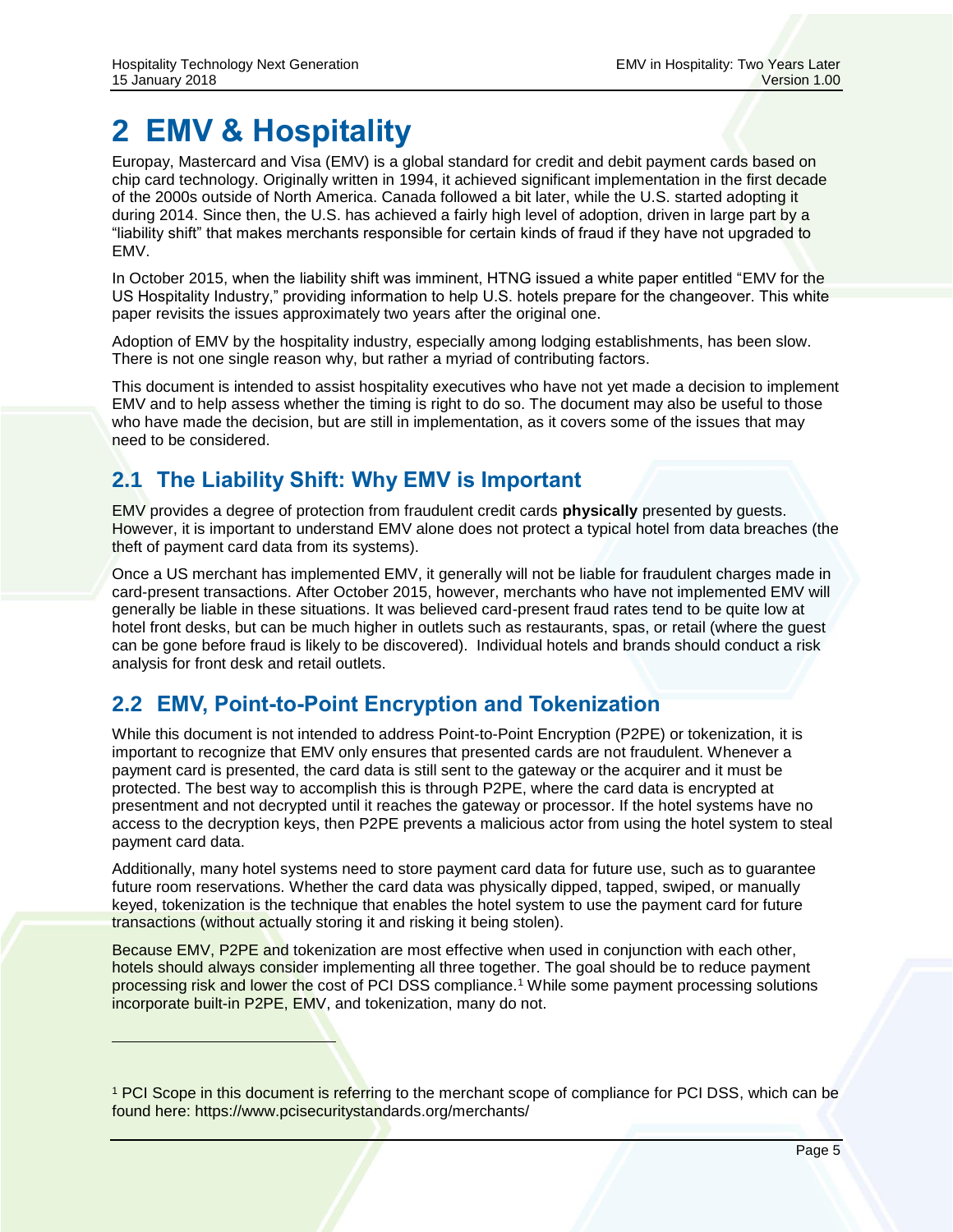# 2 EMV & Hospitality

Europay, Mastercard and Visa (EMV) is a global standard for credit and debit payment cards based on chip card technology. Originally written in 1994, it achieved significant implementation in the first decade of the 2000s outside of North America. Canada followed a bit later, while the U.S. started adopting it during 2014. Since then, the U.S. has achieved a fairly high level of adoption, driven in large part by a "liability shift" that makes merchants responsible for certain kinds of fraud if they have not upgraded to EMV.

In October 2015, when the liability shift was imminent, HTNG issued a white paper entitled "EMV for the US Hospitality Industry," providing information to help U.S. hotels prepare for the changeover. This white paper revisits the issues approximately two years after the original one.

Adoption of EMV by the hospitality industry, especially among lodging establishments, has been slow. There is not one single reason why, but rather a myriad of contributing factors.

This document is intended to assist hospitality executives who have not yet made a decision to implement EMV and to help assess whether the timing is right to do so. The document may also be useful to those who have made the decision, but are still in implementation, as it covers some of the issues that may need to be considered.

## 2.1 The Liability Shift: Why EMV is Important

EMV provides a degree of protection from fraudulent credit cards **physically** presented by guests. However, it is important to understand EMV alone does not protect a typical hotel from data breaches (the theft of payment card data from its systems).

Once a US merchant has implemented EMV, it generally will not be liable for fraudulent charges made in card-present transactions. After October 2015, however, merchants who have not implemented EMV will generally be liable in these situations. It was believed card-present fraud rates tend to be quite low at hotel front desks, but can be much higher in outlets such as restaurants, spas, or retail (where the guest can be gone before fraud is likely to be discovered). Individual hotels and brands should conduct a risk analysis for front desk and retail outlets.

## 2.2 EMV, Point-to-Point Encryption and Tokenization

While this document is not intended to address Point-to-Point Encryption (P2PE) or tokenization, it is important to recognize that EMV only ensures that presented cards are not fraudulent. Whenever a payment card is presented, the card data is still sent to the gateway or the acquirer and it must be protected. The best way to accomplish this is through P2PE, where the card data is encrypted at presentment and not decrypted until it reaches the gateway or processor. If the hotel systems have no access to the decryption keys, then P2PE prevents a malicious actor from using the hotel system to steal payment card data.

Additionally, many hotel systems need to store payment card data for future use, such as to guarantee future room reservations. Whether the card data was physically dipped, tapped, swiped, or manually keyed, tokenization is the technique that enables the hotel system to use the payment card for future transactions (without actually storing it and risking it being stolen).

Because EMV, P2PE and tokenization are most effective when used in conjunction with each other, hotels should always consider implementing all three together. The goal should be to reduce payment processing risk and lower the cost of PCI DSS compliance.[1] While some payment processing solutions incorporate built-in P2PE, EMV, and tokenization, many do not.

---

[1] PCI Scope in this document is referring to the merchant scope of compliance for PCI DSS, which can be found here: https://www.pcisecuritystandards.org/merchants/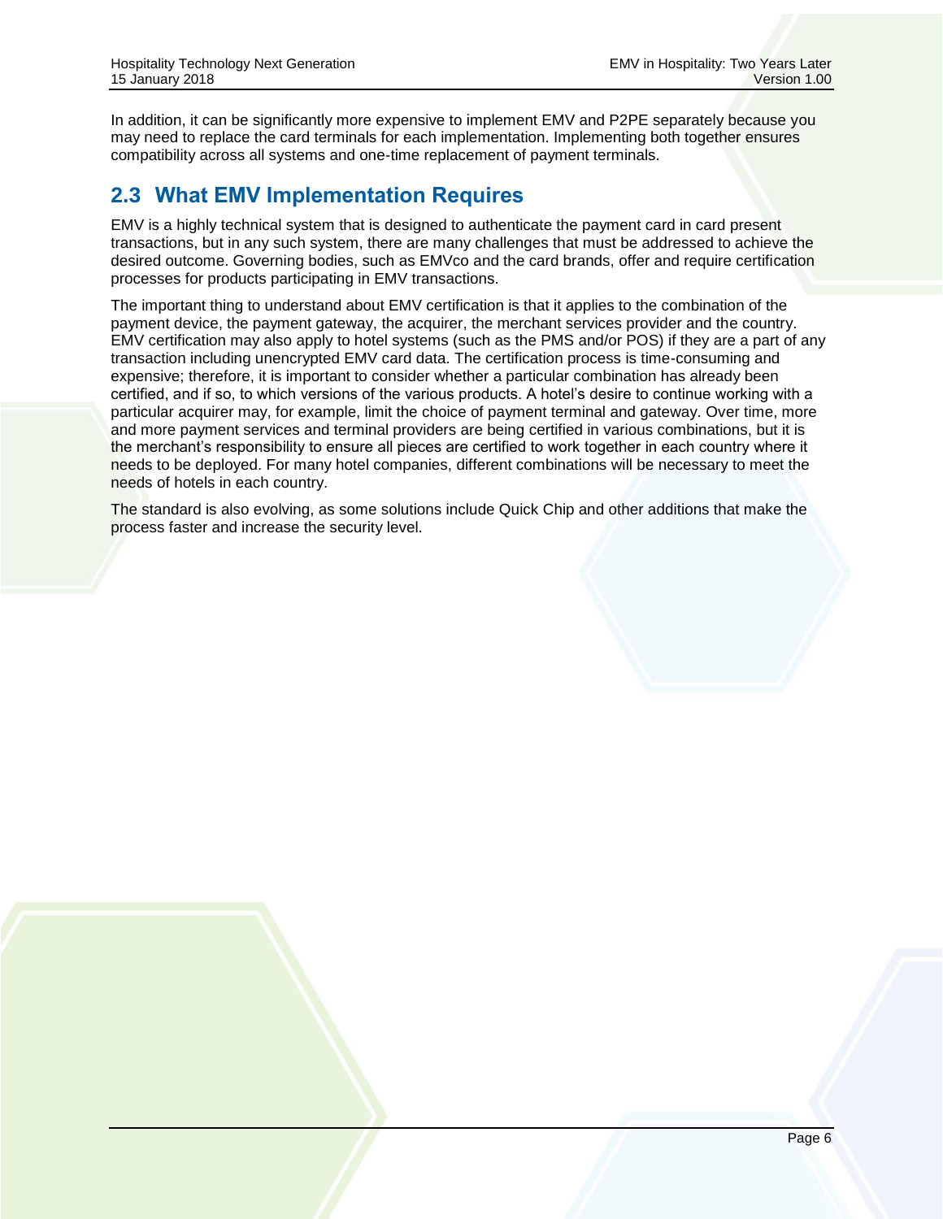In addition, it can be significantly more expensive to implement EMV and P2PE separately because you may need to replace the card terminals for each implementation. Implementing both together ensures compatibility across all systems and one-time replacement of payment terminals.

## 2.3 What EMV Implementation Requires

EMV is a highly technical system that is designed to authenticate the payment card in card present transactions, but in any such system, there are many challenges that must be addressed to achieve the desired outcome. Governing bodies, such as EMVco and the card brands, offer and require certification processes for products participating in EMV transactions.

The important thing to understand about EMV certification is that it applies to the combination of the payment device, the payment gateway, the acquirer, the merchant services provider and the country. EMV certification may also apply to hotel systems (such as the PMS and/or POS) if they are a part of any transaction including unencrypted EMV card data. The certification process is time-consuming and expensive; therefore, it is important to consider whether a particular combination has already been certified, and if so, to which versions of the various products. A hotel's desire to continue working with a particular acquirer may, for example, limit the choice of payment terminal and gateway. Over time, more and more payment services and terminal providers are being certified in various combinations, but it is the merchant's responsibility to ensure all pieces are certified to work together in each country where it needs to be deployed. For many hotel companies, different combinations will be necessary to meet the needs of hotels in each country.

The standard is also evolving, as some solutions include Quick Chip and other additions that make the process faster and increase the security level.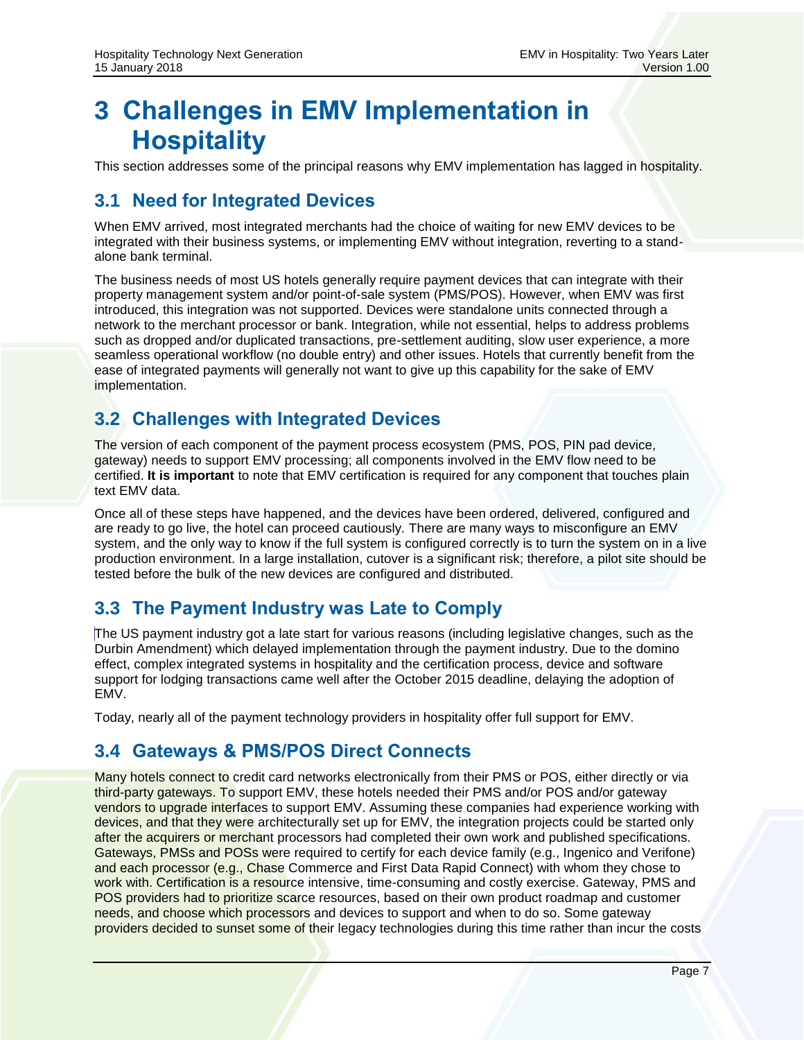# 3 Challenges in EMV Implementation in Hospitality

This section addresses some of the principal reasons why EMV implementation has lagged in hospitality.

## 3.1 Need for Integrated Devices

When EMV arrived, most integrated merchants had the choice of waiting for new EMV devices to be integrated with their business systems, or implementing EMV without integration, reverting to a stand-alone bank terminal.

The business needs of most US hotels generally require payment devices that can integrate with their property management system and/or point-of-sale system (PMS/POS). However, when EMV was first introduced, this integration was not supported. Devices were standalone units connected through a network to the merchant processor or bank. Integration, while not essential, helps to address problems such as dropped and/or duplicated transactions, pre-settlement auditing, slow user experience, a more seamless operational workflow (no double entry) and other issues. Hotels that currently benefit from the ease of integrated payments will generally not want to give up this capability for the sake of EMV implementation.

## 3.2 Challenges with Integrated Devices

The version of each component of the payment process ecosystem (PMS, POS, PIN pad device, gateway) needs to support EMV processing; all components involved in the EMV flow need to be certified. **It is important** to note that EMV certification is required for any component that touches plain text EMV data.

Once all of these steps have happened, and the devices have been ordered, delivered, configured and are ready to go live, the hotel can proceed cautiously. There are many ways to misconfigure an EMV system, and the only way to know if the full system is configured correctly is to turn the system on in a live production environment. In a large installation, cutover is a significant risk; therefore, a pilot site should be tested before the bulk of the new devices are configured and distributed.

## 3.3 The Payment Industry was Late to Comply

The US payment industry got a late start for various reasons (including legislative changes, such as the Durbin Amendment) which delayed implementation through the payment industry. Due to the domino effect, complex integrated systems in hospitality and the certification process, device and software support for lodging transactions came well after the October 2015 deadline, delaying the adoption of EMV.

Today, nearly all of the payment technology providers in hospitality offer full support for EMV.

## 3.4 Gateways & PMS/POS Direct Connects

Many hotels connect to credit card networks electronically from their PMS or POS, either directly or via third-party gateways. To support EMV, these hotels needed their PMS and/or POS and/or gateway vendors to upgrade interfaces to support EMV. Assuming these companies had experience working with devices, and that they were architecturally set up for EMV, the integration projects could be started only after the acquirers or merchant processors had completed their own work and published specifications. Gateways, PMSs and POSs were required to certify for each device family (e.g., Ingenico and Verifone) and each processor (e.g., Chase Commerce and First Data Rapid Connect) with whom they chose to work with. Certification is a resource intensive, time-consuming and costly exercise. Gateway, PMS and POS providers had to prioritize scarce resources, based on their own product roadmap and customer needs, and choose which processors and devices to support and when to do so. Some gateway providers decided to sunset some of their legacy technologies during this time rather than incur the costs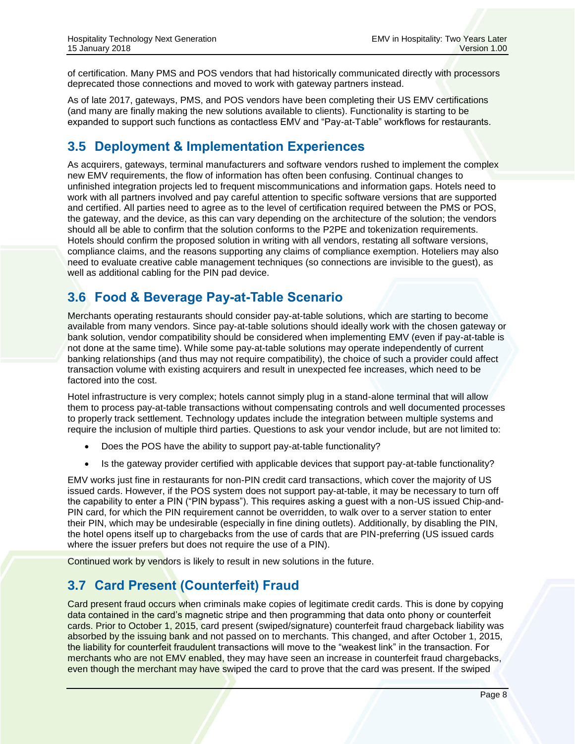of certification. Many PMS and POS vendors that had historically communicated directly with processors deprecated those connections and moved to work with gateway partners instead.

As of late 2017, gateways, PMS, and POS vendors have been completing their US EMV certifications (and many are finally making the new solutions available to clients). Functionality is starting to be expanded to support such functions as contactless EMV and "Pay-at-Table" workflows for restaurants.

## 3.5 Deployment & Implementation Experiences

As acquirers, gateways, terminal manufacturers and software vendors rushed to implement the complex new EMV requirements, the flow of information has often been confusing. Continual changes to unfinished integration projects led to frequent miscommunications and information gaps. Hotels need to work with all partners involved and pay careful attention to specific software versions that are supported and certified. All parties need to agree as to the level of certification required between the PMS or POS, the gateway, and the device, as this can vary depending on the architecture of the solution; the vendors should all be able to confirm that the solution conforms to the P2PE and tokenization requirements. Hotels should confirm the proposed solution in writing with all vendors, restating all software versions, compliance claims, and the reasons supporting any claims of compliance exemption. Hoteliers may also need to evaluate creative cable management techniques (so connections are invisible to the guest), as well as additional cabling for the PIN pad device.

## 3.6 Food & Beverage Pay-at-Table Scenario

Merchants operating restaurants should consider pay-at-table solutions, which are starting to become available from many vendors. Since pay-at-table solutions should ideally work with the chosen gateway or bank solution, vendor compatibility should be considered when implementing EMV (even if pay-at-table is not done at the same time). While some pay-at-table solutions may operate independently of current banking relationships (and thus may not require compatibility), the choice of such a provider could affect transaction volume with existing acquirers and result in unexpected fee increases, which need to be factored into the cost.

Hotel infrastructure is very complex; hotels cannot simply plug in a stand-alone terminal that will allow them to process pay-at-table transactions without compensating controls and well documented processes to properly track settlement. Technology updates include the integration between multiple systems and require the inclusion of multiple third parties. Questions to ask your vendor include, but are not limited to:

- Does the POS have the ability to support pay-at-table functionality?
- Is the gateway provider certified with applicable devices that support pay-at-table functionality?

EMV works just fine in restaurants for non-PIN credit card transactions, which cover the majority of US issued cards. However, if the POS system does not support pay-at-table, it may be necessary to turn off the capability to enter a PIN ("PIN bypass"). This requires asking a guest with a non-US issued Chip-and-PIN card, for which the PIN requirement cannot be overridden, to walk over to a server station to enter their PIN, which may be undesirable (especially in fine dining outlets). Additionally, by disabling the PIN, the hotel opens itself up to chargebacks from the use of cards that are PIN-preferring (US issued cards where the issuer prefers but does not require the use of a PIN).

Continued work by vendors is likely to result in new solutions in the future.

## 3.7 Card Present (Counterfeit) Fraud

Card present fraud occurs when criminals make copies of legitimate credit cards. This is done by copying data contained in the card's magnetic stripe and then programming that data onto phony or counterfeit cards. Prior to October 1, 2015, card present (swiped/signature) counterfeit fraud chargeback liability was absorbed by the issuing bank and not passed on to merchants. This changed, and after October 1, 2015, the liability for counterfeit fraudulent transactions will move to the "weakest link" in the transaction. For merchants who are not EMV enabled, they may have seen an increase in counterfeit fraud chargebacks, even though the merchant may have swiped the card to prove that the card was present. If the swiped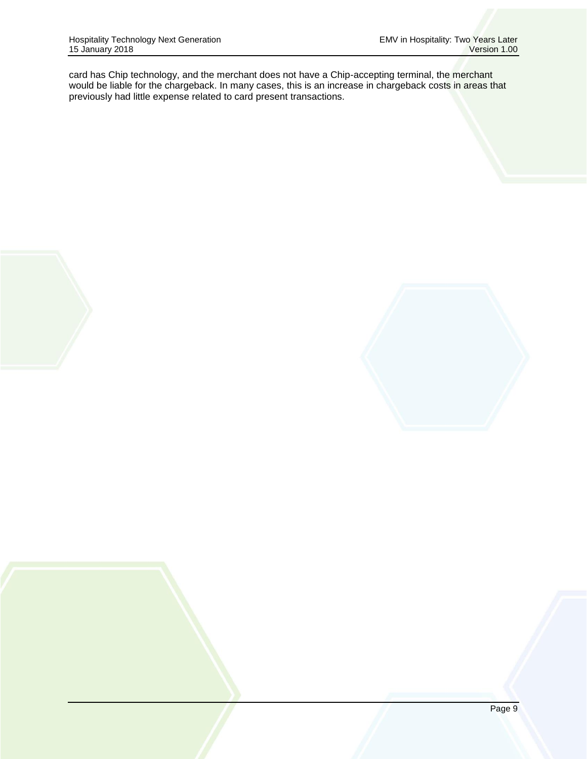card has Chip technology, and the merchant does not have a Chip-accepting terminal, the merchant would be liable for the chargeback. In many cases, this is an increase in chargeback costs in areas that previously had little expense related to card present transactions.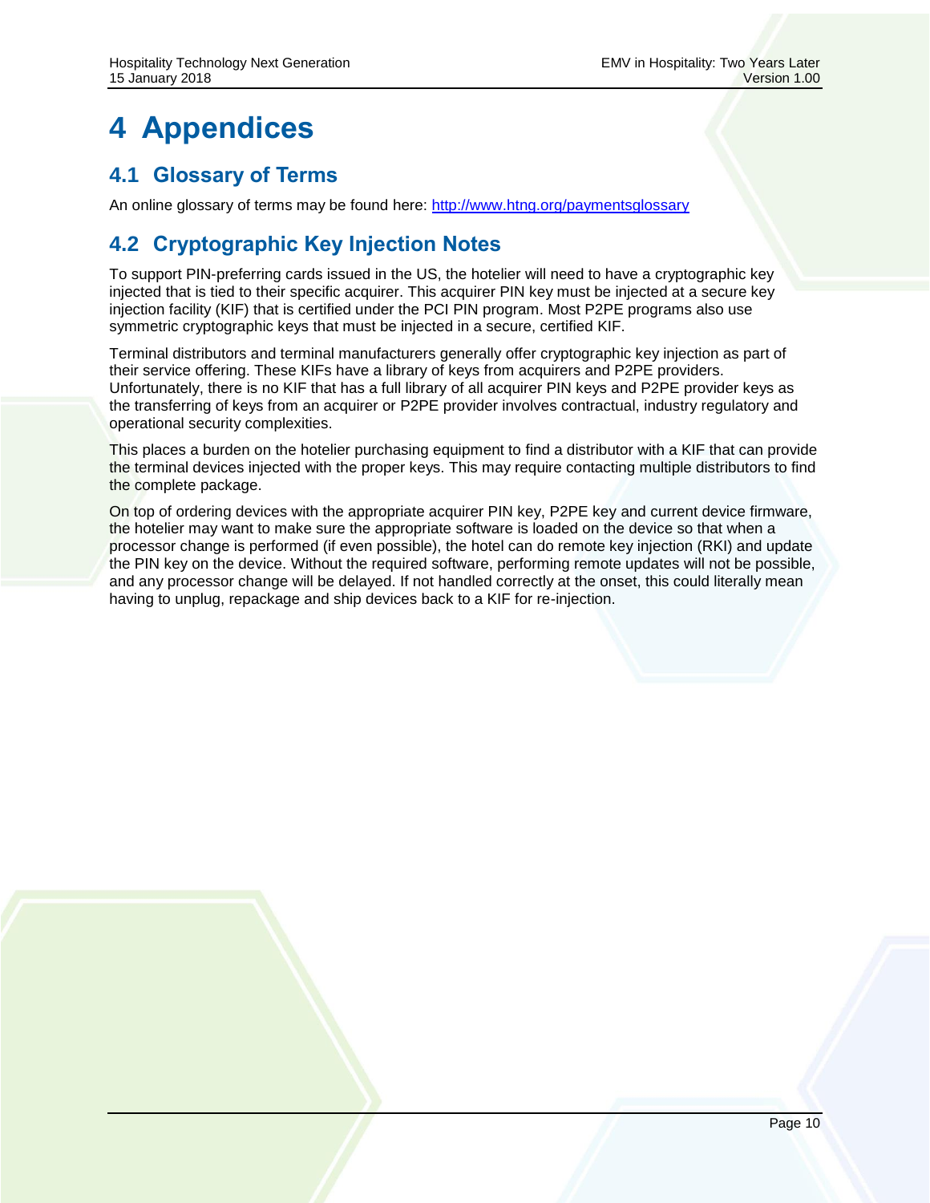# 4 Appendices

## 4.1 Glossary of Terms

An online glossary of terms may be found here: [http://www.htng.org/paymentsglossary](http://www.htng.org/paymentsglossary)

## 4.2 Cryptographic Key Injection Notes

To support PIN-preferring cards issued in the US, the hotelier will need to have a cryptographic key injected that is tied to their specific acquirer. This acquirer PIN key must be injected at a secure key injection facility (KIF) that is certified under the PCI PIN program. Most P2PE programs also use symmetric cryptographic keys that must be injected in a secure, certified KIF.

Terminal distributors and terminal manufacturers generally offer cryptographic key injection as part of their service offering. These KIFs have a library of keys from acquirers and P2PE providers. Unfortunately, there is no KIF that has a full library of all acquirer PIN keys and P2PE provider keys as the transferring of keys from an acquirer or P2PE provider involves contractual, industry regulatory and operational security complexities.

This places a burden on the hotelier purchasing equipment to find a distributor with a KIF that can provide the terminal devices injected with the proper keys. This may require contacting multiple distributors to find the complete package.

On top of ordering devices with the appropriate acquirer PIN key, P2PE key and current device firmware, the hotelier may want to make sure the appropriate software is loaded on the device so that when a processor change is performed (if even possible), the hotel can do remote key injection (RKI) and update the PIN key on the device. Without the required software, performing remote updates will not be possible, and any processor change will be delayed. If not handled correctly at the onset, this could literally mean having to unplug, repackage and ship devices back to a KIF for re-injection.